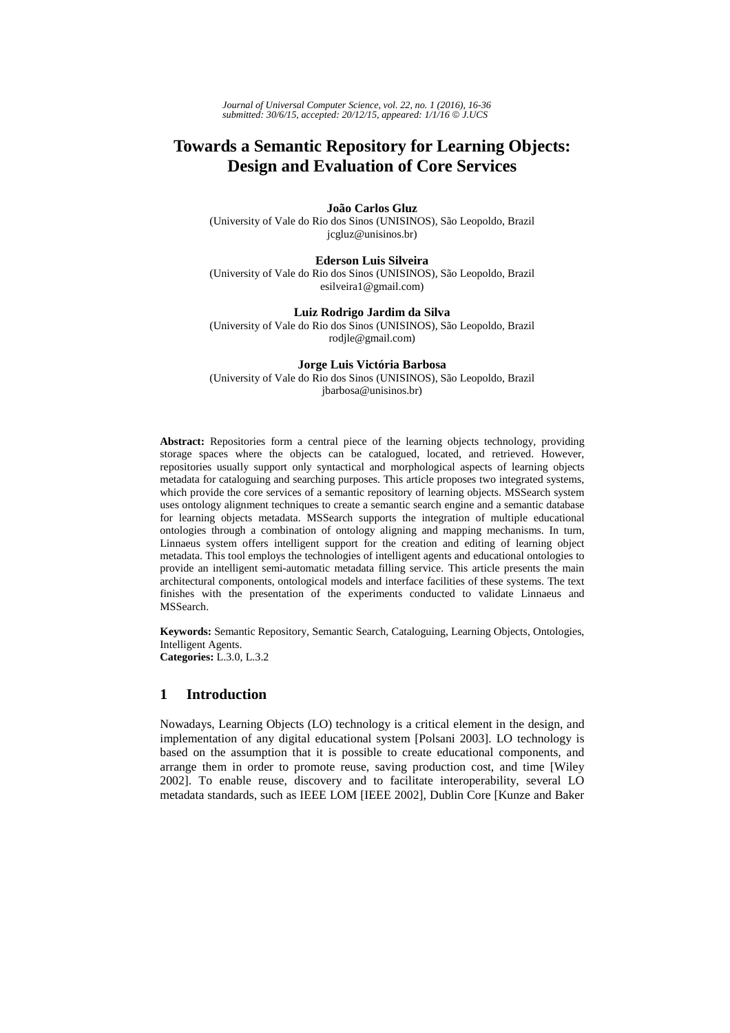# Towards a Semantic Repository for Learning Objects: Design and Evaluation of Core Services

**João Carlos Gluz**
(University of Vale do Rio dos Sinos (UNISINOS), São Leopoldo, Brazil
jcgluz@unisinos.br)

**Ederson Luis Silveira**
(University of Vale do Rio dos Sinos (UNISINOS), São Leopoldo, Brazil
esilveira1@gmail.com)

**Luiz Rodrigo Jardim da Silva**
(University of Vale do Rio dos Sinos (UNISINOS), São Leopoldo, Brazil
rodjle@gmail.com)

**Jorge Luis Victória Barbosa**
(University of Vale do Rio dos Sinos (UNISINOS), São Leopoldo, Brazil
jbarbosa@unisinos.br)

**Abstract:** Repositories form a central piece of the learning objects technology, providing storage spaces where the objects can be catalogued, located, and retrieved. However, repositories usually support only syntactical and morphological aspects of learning objects metadata for cataloguing and searching purposes. This article proposes two integrated systems, which provide the core services of a semantic repository of learning objects. MSSearch system uses ontology alignment techniques to create a semantic search engine and a semantic database for learning objects metadata. MSSearch supports the integration of multiple educational ontologies through a combination of ontology aligning and mapping mechanisms. In turn, Linnaeus system offers intelligent support for the creation and editing of learning object metadata. This tool employs the technologies of intelligent agents and educational ontologies to provide an intelligent semi-automatic metadata filling service. This article presents the main architectural components, ontological models and interface facilities of these systems. The text finishes with the presentation of the experiments conducted to validate Linnaeus and MSSearch.

**Keywords:** Semantic Repository, Semantic Search, Cataloguing, Learning Objects, Ontologies, Intelligent Agents.
**Categories:** L.3.0, L.3.2

## 1 Introduction

Nowadays, Learning Objects (LO) technology is a critical element in the design, and implementation of any digital educational system [Polsani 2003]. LO technology is based on the assumption that it is possible to create educational components, and arrange them in order to promote reuse, saving production cost, and time [Wiley 2002]. To enable reuse, discovery and to facilitate interoperability, several LO metadata standards, such as IEEE LOM [IEEE 2002], Dublin Core [Kunze and Baker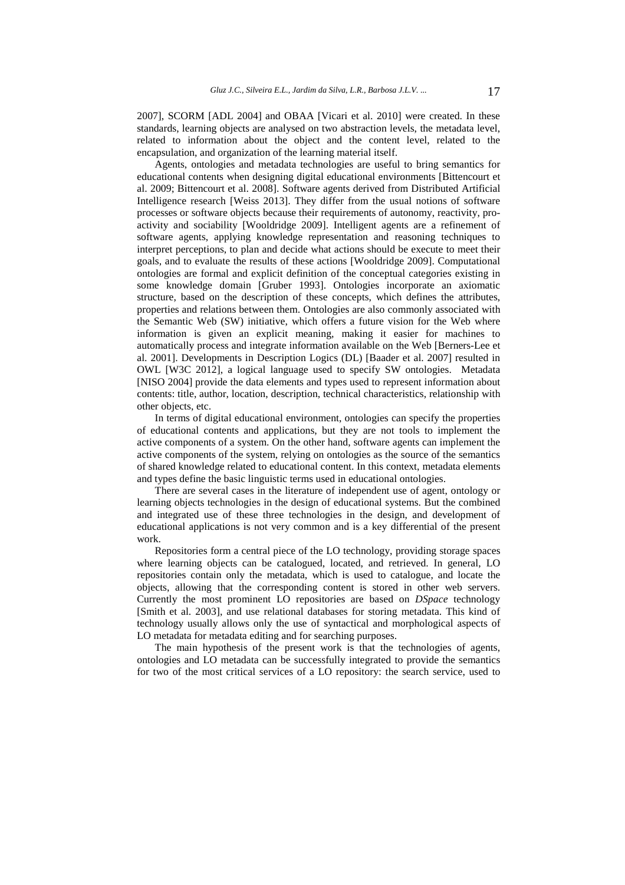2007], SCORM [ADL 2004] and OBAA [Vicari et al. 2010] were created. In these standards, learning objects are analysed on two abstraction levels, the metadata level, related to information about the object and the content level, related to the encapsulation, and organization of the learning material itself.

Agents, ontologies and metadata technologies are useful to bring semantics for educational contents when designing digital educational environments [Bittencourt et al. 2009; Bittencourt et al. 2008]. Software agents derived from Distributed Artificial Intelligence research [Weiss 2013]. They differ from the usual notions of software processes or software objects because their requirements of autonomy, reactivity, pro-activity and sociability [Wooldridge 2009]. Intelligent agents are a refinement of software agents, applying knowledge representation and reasoning techniques to interpret perceptions, to plan and decide what actions should be execute to meet their goals, and to evaluate the results of these actions [Wooldridge 2009]. Computational ontologies are formal and explicit definition of the conceptual categories existing in some knowledge domain [Gruber 1993]. Ontologies incorporate an axiomatic structure, based on the description of these concepts, which defines the attributes, properties and relations between them. Ontologies are also commonly associated with the Semantic Web (SW) initiative, which offers a future vision for the Web where information is given an explicit meaning, making it easier for machines to automatically process and integrate information available on the Web [Berners-Lee et al. 2001]. Developments in Description Logics (DL) [Baader et al. 2007] resulted in OWL [W3C 2012], a logical language used to specify SW ontologies. Metadata [NISO 2004] provide the data elements and types used to represent information about contents: title, author, location, description, technical characteristics, relationship with other objects, etc.

In terms of digital educational environment, ontologies can specify the properties of educational contents and applications, but they are not tools to implement the active components of a system. On the other hand, software agents can implement the active components of the system, relying on ontologies as the source of the semantics of shared knowledge related to educational content. In this context, metadata elements and types define the basic linguistic terms used in educational ontologies.

There are several cases in the literature of independent use of agent, ontology or learning objects technologies in the design of educational systems. But the combined and integrated use of these three technologies in the design, and development of educational applications is not very common and is a key differential of the present work.

Repositories form a central piece of the LO technology, providing storage spaces where learning objects can be catalogued, located, and retrieved. In general, LO repositories contain only the metadata, which is used to catalogue, and locate the objects, allowing that the corresponding content is stored in other web servers. Currently the most prominent LO repositories are based on *DSpace* technology [Smith et al. 2003], and use relational databases for storing metadata. This kind of technology usually allows only the use of syntactical and morphological aspects of LO metadata for metadata editing and for searching purposes.

The main hypothesis of the present work is that the technologies of agents, ontologies and LO metadata can be successfully integrated to provide the semantics for two of the most critical services of a LO repository: the search service, used to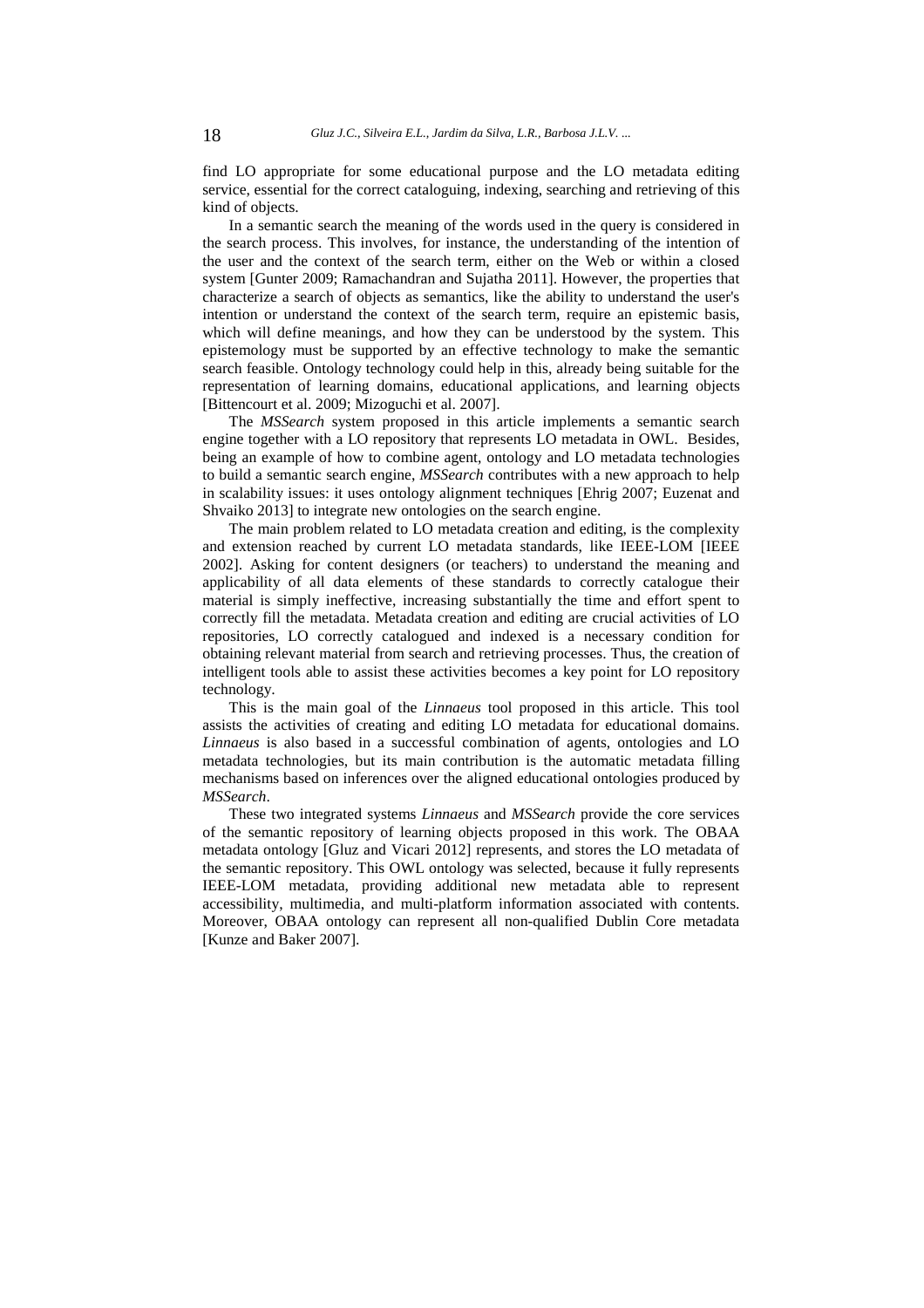find LO appropriate for some educational purpose and the LO metadata editing service, essential for the correct cataloguing, indexing, searching and retrieving of this kind of objects.

In a semantic search the meaning of the words used in the query is considered in the search process. This involves, for instance, the understanding of the intention of the user and the context of the search term, either on the Web or within a closed system [Gunter 2009; Ramachandran and Sujatha 2011]. However, the properties that characterize a search of objects as semantics, like the ability to understand the user's intention or understand the context of the search term, require an epistemic basis, which will define meanings, and how they can be understood by the system. This epistemology must be supported by an effective technology to make the semantic search feasible. Ontology technology could help in this, already being suitable for the representation of learning domains, educational applications, and learning objects [Bittencourt et al. 2009; Mizoguchi et al. 2007].

The *MSSearch* system proposed in this article implements a semantic search engine together with a LO repository that represents LO metadata in OWL. Besides, being an example of how to combine agent, ontology and LO metadata technologies to build a semantic search engine, *MSSearch* contributes with a new approach to help in scalability issues: it uses ontology alignment techniques [Ehrig 2007; Euzenat and Shvaiko 2013] to integrate new ontologies on the search engine.

The main problem related to LO metadata creation and editing, is the complexity and extension reached by current LO metadata standards, like IEEE-LOM [IEEE 2002]. Asking for content designers (or teachers) to understand the meaning and applicability of all data elements of these standards to correctly catalogue their material is simply ineffective, increasing substantially the time and effort spent to correctly fill the metadata. Metadata creation and editing are crucial activities of LO repositories, LO correctly catalogued and indexed is a necessary condition for obtaining relevant material from search and retrieving processes. Thus, the creation of intelligent tools able to assist these activities becomes a key point for LO repository technology.

This is the main goal of the *Linnaeus* tool proposed in this article. This tool assists the activities of creating and editing LO metadata for educational domains. *Linnaeus* is also based in a successful combination of agents, ontologies and LO metadata technologies, but its main contribution is the automatic metadata filling mechanisms based on inferences over the aligned educational ontologies produced by *MSSearch*.

These two integrated systems *Linnaeus* and *MSSearch* provide the core services of the semantic repository of learning objects proposed in this work. The OBAA metadata ontology [Gluz and Vicari 2012] represents, and stores the LO metadata of the semantic repository. This OWL ontology was selected, because it fully represents IEEE-LOM metadata, providing additional new metadata able to represent accessibility, multimedia, and multi-platform information associated with contents. Moreover, OBAA ontology can represent all non-qualified Dublin Core metadata [Kunze and Baker 2007].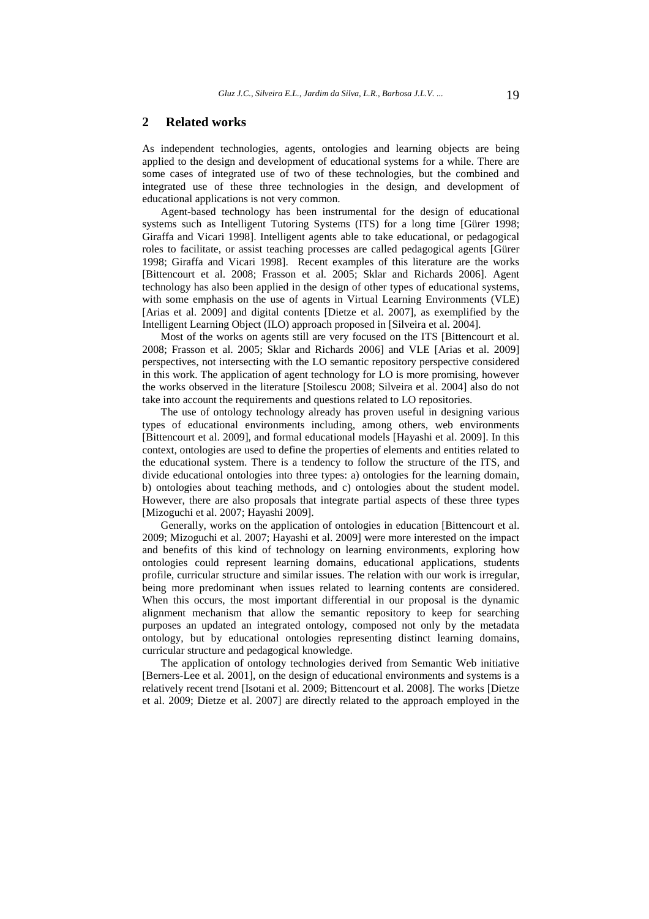## 2 Related works

As independent technologies, agents, ontologies and learning objects are being applied to the design and development of educational systems for a while. There are some cases of integrated use of two of these technologies, but the combined and integrated use of these three technologies in the design, and development of educational applications is not very common.

Agent-based technology has been instrumental for the design of educational systems such as Intelligent Tutoring Systems (ITS) for a long time [Gürer 1998; Giraffa and Vicari 1998]. Intelligent agents able to take educational, or pedagogical roles to facilitate, or assist teaching processes are called pedagogical agents [Gürer 1998; Giraffa and Vicari 1998]. Recent examples of this literature are the works [Bittencourt et al. 2008; Frasson et al. 2005; Sklar and Richards 2006]. Agent technology has also been applied in the design of other types of educational systems, with some emphasis on the use of agents in Virtual Learning Environments (VLE) [Arias et al. 2009] and digital contents [Dietze et al. 2007], as exemplified by the Intelligent Learning Object (ILO) approach proposed in [Silveira et al. 2004].

Most of the works on agents still are very focused on the ITS [Bittencourt et al. 2008; Frasson et al. 2005; Sklar and Richards 2006] and VLE [Arias et al. 2009] perspectives, not intersecting with the LO semantic repository perspective considered in this work. The application of agent technology for LO is more promising, however the works observed in the literature [Stoilescu 2008; Silveira et al. 2004] also do not take into account the requirements and questions related to LO repositories.

The use of ontology technology already has proven useful in designing various types of educational environments including, among others, web environments [Bittencourt et al. 2009], and formal educational models [Hayashi et al. 2009]. In this context, ontologies are used to define the properties of elements and entities related to the educational system. There is a tendency to follow the structure of the ITS, and divide educational ontologies into three types: a) ontologies for the learning domain, b) ontologies about teaching methods, and c) ontologies about the student model. However, there are also proposals that integrate partial aspects of these three types [Mizoguchi et al. 2007; Hayashi 2009].

Generally, works on the application of ontologies in education [Bittencourt et al. 2009; Mizoguchi et al. 2007; Hayashi et al. 2009] were more interested on the impact and benefits of this kind of technology on learning environments, exploring how ontologies could represent learning domains, educational applications, students profile, curricular structure and similar issues. The relation with our work is irregular, being more predominant when issues related to learning contents are considered. When this occurs, the most important differential in our proposal is the dynamic alignment mechanism that allow the semantic repository to keep for searching purposes an updated an integrated ontology, composed not only by the metadata ontology, but by educational ontologies representing distinct learning domains, curricular structure and pedagogical knowledge.

The application of ontology technologies derived from Semantic Web initiative [Berners-Lee et al. 2001], on the design of educational environments and systems is a relatively recent trend [Isotani et al. 2009; Bittencourt et al. 2008]. The works [Dietze et al. 2009; Dietze et al. 2007] are directly related to the approach employed in the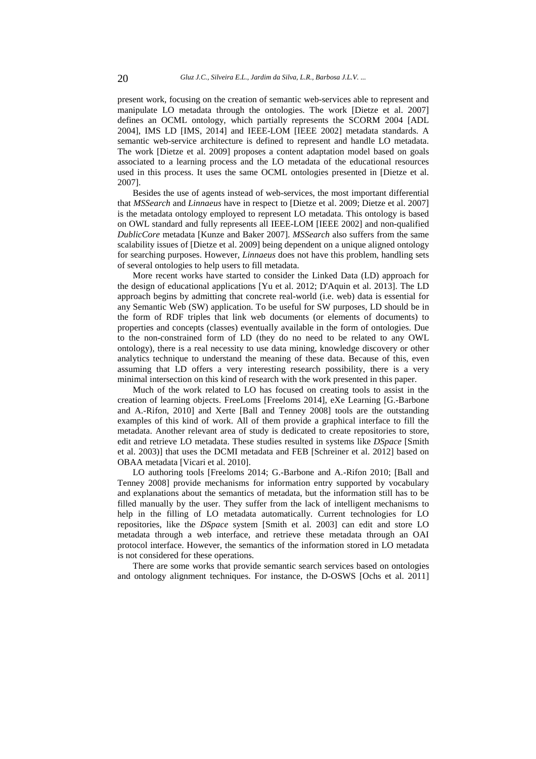present work, focusing on the creation of semantic web-services able to represent and manipulate LO metadata through the ontologies. The work [Dietze et al. 2007] defines an OCML ontology, which partially represents the SCORM 2004 [ADL 2004], IMS LD [IMS, 2014] and IEEE-LOM [IEEE 2002] metadata standards. A semantic web-service architecture is defined to represent and handle LO metadata. The work [Dietze et al. 2009] proposes a content adaptation model based on goals associated to a learning process and the LO metadata of the educational resources used in this process. It uses the same OCML ontologies presented in [Dietze et al. 2007].

Besides the use of agents instead of web-services, the most important differential that *MSSearch* and *Linnaeus* have in respect to [Dietze et al. 2009; Dietze et al. 2007] is the metadata ontology employed to represent LO metadata. This ontology is based on OWL standard and fully represents all IEEE-LOM [IEEE 2002] and non-qualified *DublicCore* metadata [Kunze and Baker 2007]. *MSSearch* also suffers from the same scalability issues of [Dietze et al. 2009] being dependent on a unique aligned ontology for searching purposes. However, *Linnaeus* does not have this problem, handling sets of several ontologies to help users to fill metadata.

More recent works have started to consider the Linked Data (LD) approach for the design of educational applications [Yu et al. 2012; D'Aquin et al. 2013]. The LD approach begins by admitting that concrete real-world (i.e. web) data is essential for any Semantic Web (SW) application. To be useful for SW purposes, LD should be in the form of RDF triples that link web documents (or elements of documents) to properties and concepts (classes) eventually available in the form of ontologies. Due to the non-constrained form of LD (they do no need to be related to any OWL ontology), there is a real necessity to use data mining, knowledge discovery or other analytics technique to understand the meaning of these data. Because of this, even assuming that LD offers a very interesting research possibility, there is a very minimal intersection on this kind of research with the work presented in this paper.

Much of the work related to LO has focused on creating tools to assist in the creation of learning objects. FreeLoms [Freeloms 2014], eXe Learning [G.-Barbone and A.-Rifon, 2010] and Xerte [Ball and Tenney 2008] tools are the outstanding examples of this kind of work. All of them provide a graphical interface to fill the metadata. Another relevant area of study is dedicated to create repositories to store, edit and retrieve LO metadata. These studies resulted in systems like *DSpace* [Smith et al. 2003)] that uses the DCMI metadata and FEB [Schreiner et al. 2012] based on OBAA metadata [Vicari et al. 2010].

LO authoring tools [Freeloms 2014; G.-Barbone and A.-Rifon 2010; [Ball and Tenney 2008] provide mechanisms for information entry supported by vocabulary and explanations about the semantics of metadata, but the information still has to be filled manually by the user. They suffer from the lack of intelligent mechanisms to help in the filling of LO metadata automatically. Current technologies for LO repositories, like the *DSpace* system [Smith et al. 2003] can edit and store LO metadata through a web interface, and retrieve these metadata through an OAI protocol interface. However, the semantics of the information stored in LO metadata is not considered for these operations.

There are some works that provide semantic search services based on ontologies and ontology alignment techniques. For instance, the D-OSWS [Ochs et al. 2011]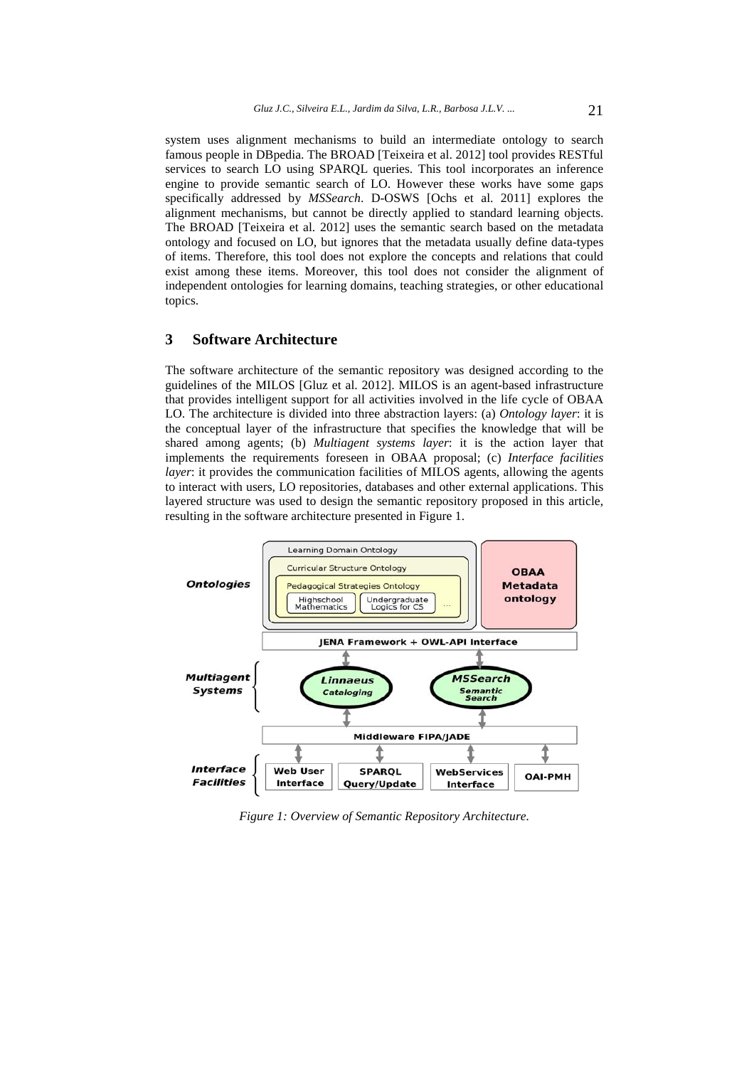system uses alignment mechanisms to build an intermediate ontology to search famous people in DBpedia. The BROAD [Teixeira et al. 2012] tool provides RESTful services to search LO using SPARQL queries. This tool incorporates an inference engine to provide semantic search of LO. However these works have some gaps specifically addressed by *MSSearch*. D-OSWS [Ochs et al. 2011] explores the alignment mechanisms, but cannot be directly applied to standard learning objects. The BROAD [Teixeira et al. 2012] uses the semantic search based on the metadata ontology and focused on LO, but ignores that the metadata usually define data-types of items. Therefore, this tool does not explore the concepts and relations that could exist among these items. Moreover, this tool does not consider the alignment of independent ontologies for learning domains, teaching strategies, or other educational topics.

## 3 Software Architecture

The software architecture of the semantic repository was designed according to the guidelines of the MILOS [Gluz et al. 2012]. MILOS is an agent-based infrastructure that provides intelligent support for all activities involved in the life cycle of OBAA LO. The architecture is divided into three abstraction layers: (a) *Ontology layer*: it is the conceptual layer of the infrastructure that specifies the knowledge that will be shared among agents; (b) *Multiagent systems layer*: it is the action layer that implements the requirements foreseen in OBAA proposal; (c) *Interface facilities layer*: it provides the communication facilities of MILOS agents, allowing the agents to interact with users, LO repositories, databases and other external applications. This layered structure was used to design the semantic repository proposed in this article, resulting in the software architecture presented in Figure 1.

*Figure 1: Overview of Semantic Repository Architecture.*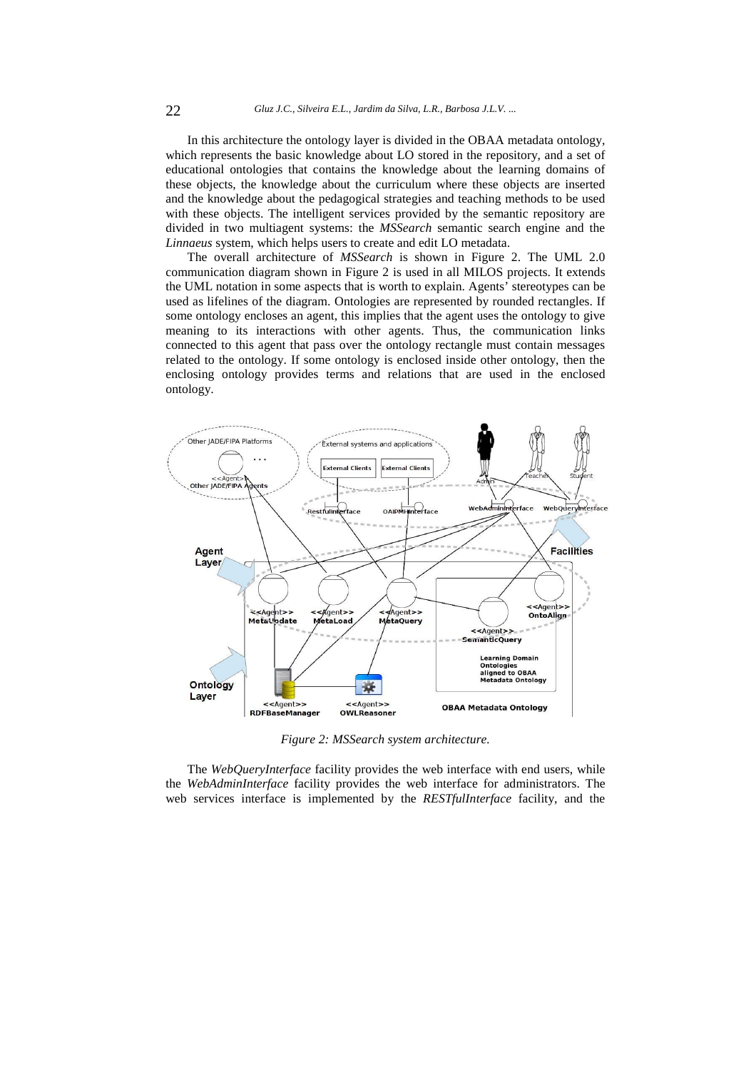In this architecture the ontology layer is divided in the OBAA metadata ontology, which represents the basic knowledge about LO stored in the repository, and a set of educational ontologies that contains the knowledge about the learning domains of these objects, the knowledge about the curriculum where these objects are inserted and the knowledge about the pedagogical strategies and teaching methods to be used with these objects. The intelligent services provided by the semantic repository are divided in two multiagent systems: the *MSSearch* semantic search engine and the *Linnaeus* system, which helps users to create and edit LO metadata.

The overall architecture of *MSSearch* is shown in Figure 2. The UML 2.0 communication diagram shown in Figure 2 is used in all MILOS projects. It extends the UML notation in some aspects that is worth to explain. Agents' stereotypes can be used as lifelines of the diagram. Ontologies are represented by rounded rectangles. If some ontology encloses an agent, this implies that the agent uses the ontology to give meaning to its interactions with other agents. Thus, the communication links connected to this agent that pass over the ontology rectangle must contain messages related to the ontology. If some ontology is enclosed inside other ontology, then the enclosing ontology provides terms and relations that are used in the enclosed ontology.

*Figure 2: MSSearch system architecture.*

The *WebQueryInterface* facility provides the web interface with end users, while the *WebAdminInterface* facility provides the web interface for administrators. The web services interface is implemented by the *RESTfulInterface* facility, and the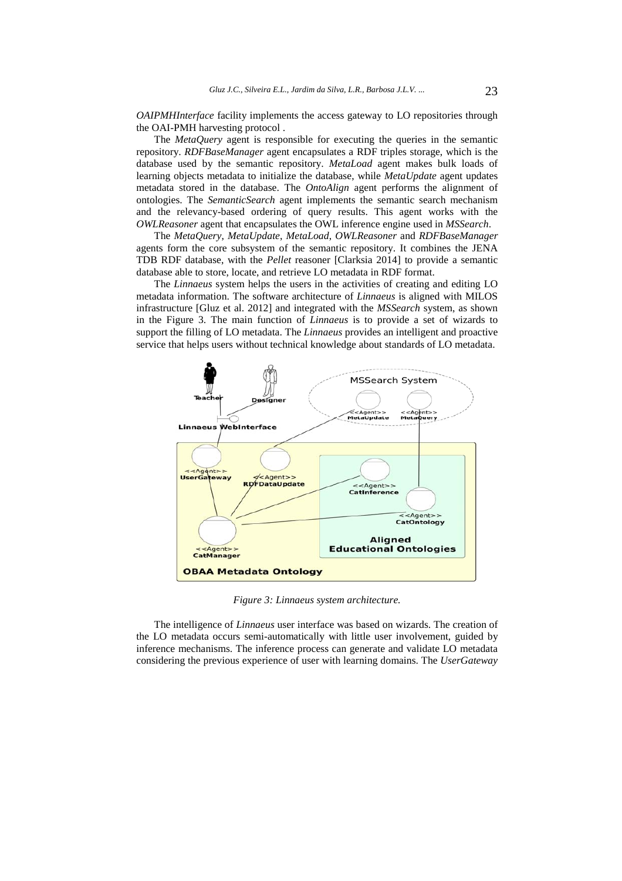*OAIPMHInterface* facility implements the access gateway to LO repositories through the OAI-PMH harvesting protocol .

The *MetaQuery* agent is responsible for executing the queries in the semantic repository. *RDFBaseManager* agent encapsulates a RDF triples storage, which is the database used by the semantic repository. *MetaLoad* agent makes bulk loads of learning objects metadata to initialize the database, while *MetaUpdate* agent updates metadata stored in the database. The *OntoAlign* agent performs the alignment of ontologies. The *SemanticSearch* agent implements the semantic search mechanism and the relevancy-based ordering of query results. This agent works with the *OWLReasoner* agent that encapsulates the OWL inference engine used in *MSSearch*.

The *MetaQuery*, *MetaUpdate*, *MetaLoad*, *OWLReasoner* and *RDFBaseManager* agents form the core subsystem of the semantic repository. It combines the JENA TDB RDF database, with the *Pellet* reasoner [Clarksia 2014] to provide a semantic database able to store, locate, and retrieve LO metadata in RDF format.

The *Linnaeus* system helps the users in the activities of creating and editing LO metadata information. The software architecture of *Linnaeus* is aligned with MILOS infrastructure [Gluz et al. 2012] and integrated with the *MSSearch* system, as shown in the Figure 3. The main function of *Linnaeus* is to provide a set of wizards to support the filling of LO metadata. The *Linnaeus* provides an intelligent and proactive service that helps users without technical knowledge about standards of LO metadata.

*Figure 3: Linnaeus system architecture.*

The intelligence of *Linnaeus* user interface was based on wizards. The creation of the LO metadata occurs semi-automatically with little user involvement, guided by inference mechanisms. The inference process can generate and validate LO metadata considering the previous experience of user with learning domains. The *UserGateway*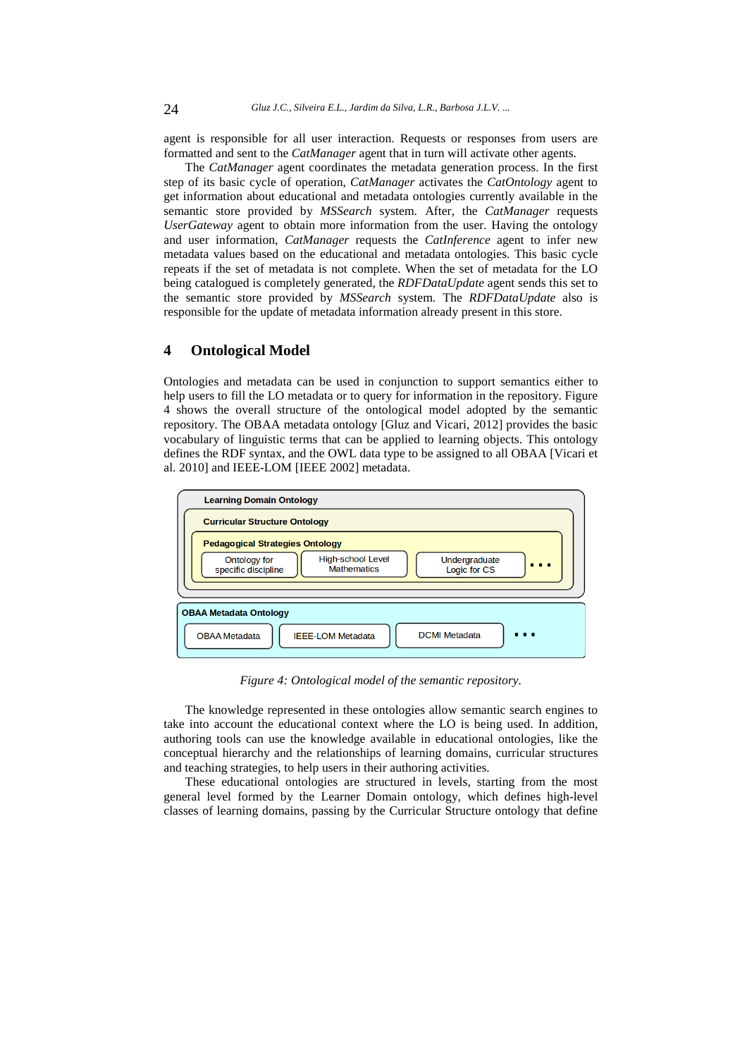agent is responsible for all user interaction. Requests or responses from users are formatted and sent to the *CatManager* agent that in turn will activate other agents.

The *CatManager* agent coordinates the metadata generation process. In the first step of its basic cycle of operation, *CatManager* activates the *CatOntology* agent to get information about educational and metadata ontologies currently available in the semantic store provided by *MSSearch* system. After, the *CatManager* requests *UserGateway* agent to obtain more information from the user. Having the ontology and user information, *CatManager* requests the *CatInference* agent to infer new metadata values based on the educational and metadata ontologies. This basic cycle repeats if the set of metadata is not complete. When the set of metadata for the LO being catalogued is completely generated, the *RDFDataUpdate* agent sends this set to the semantic store provided by *MSSearch* system. The *RDFDataUpdate* also is responsible for the update of metadata information already present in this store.

## 4 Ontological Model

Ontologies and metadata can be used in conjunction to support semantics either to help users to fill the LO metadata or to query for information in the repository. Figure 4 shows the overall structure of the ontological model adopted by the semantic repository. The OBAA metadata ontology [Gluz and Vicari, 2012] provides the basic vocabulary of linguistic terms that can be applied to learning objects. This ontology defines the RDF syntax, and the OWL data type to be assigned to all OBAA [Vicari et al. 2010] and IEEE-LOM [IEEE 2002] metadata.

Learning Domain Ontology
Curricular Structure Ontology
Pedagogical Strategies Ontology
Ontology for specific discipline | High-school Level Mathematics | Undergraduate Logic for CS | ...
OBAA Metadata Ontology
OBAA Metadata | IEEE-LOM Metadata | DCMI Metadata | ...

*Figure 4: Ontological model of the semantic repository.*

The knowledge represented in these ontologies allow semantic search engines to take into account the educational context where the LO is being used. In addition, authoring tools can use the knowledge available in educational ontologies, like the conceptual hierarchy and the relationships of learning domains, curricular structures and teaching strategies, to help users in their authoring activities.

These educational ontologies are structured in levels, starting from the most general level formed by the Learner Domain ontology, which defines high-level classes of learning domains, passing by the Curricular Structure ontology that define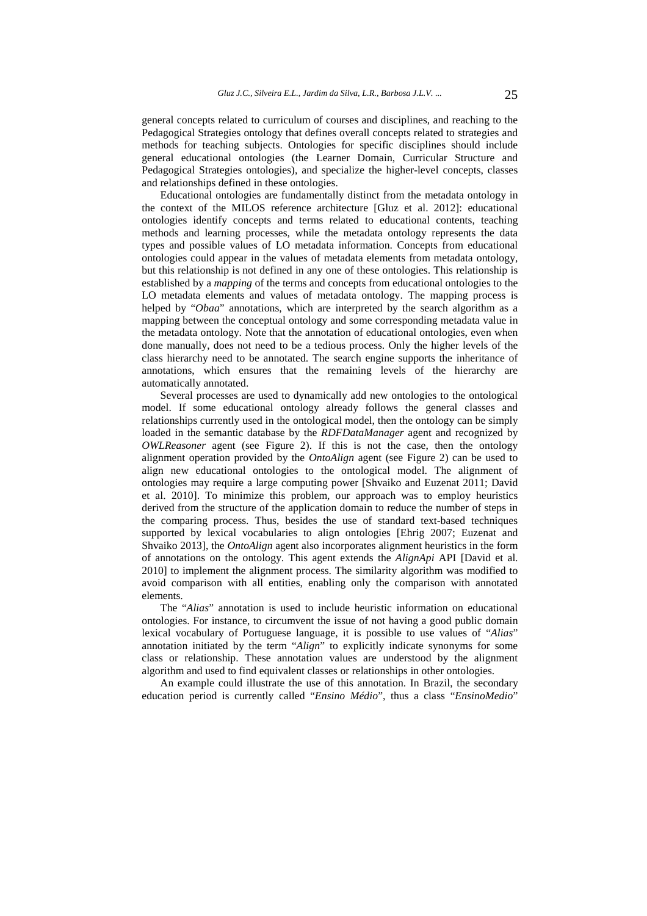general concepts related to curriculum of courses and disciplines, and reaching to the Pedagogical Strategies ontology that defines overall concepts related to strategies and methods for teaching subjects. Ontologies for specific disciplines should include general educational ontologies (the Learner Domain, Curricular Structure and Pedagogical Strategies ontologies), and specialize the higher-level concepts, classes and relationships defined in these ontologies.

Educational ontologies are fundamentally distinct from the metadata ontology in the context of the MILOS reference architecture [Gluz et al. 2012]: educational ontologies identify concepts and terms related to educational contents, teaching methods and learning processes, while the metadata ontology represents the data types and possible values of LO metadata information. Concepts from educational ontologies could appear in the values of metadata elements from metadata ontology, but this relationship is not defined in any one of these ontologies. This relationship is established by a *mapping* of the terms and concepts from educational ontologies to the LO metadata elements and values of metadata ontology. The mapping process is helped by "*Obaa*" annotations, which are interpreted by the search algorithm as a mapping between the conceptual ontology and some corresponding metadata value in the metadata ontology. Note that the annotation of educational ontologies, even when done manually, does not need to be a tedious process. Only the higher levels of the class hierarchy need to be annotated. The search engine supports the inheritance of annotations, which ensures that the remaining levels of the hierarchy are automatically annotated.

Several processes are used to dynamically add new ontologies to the ontological model. If some educational ontology already follows the general classes and relationships currently used in the ontological model, then the ontology can be simply loaded in the semantic database by the *RDFDataManager* agent and recognized by *OWLReasoner* agent (see Figure 2). If this is not the case, then the ontology alignment operation provided by the *OntoAlign* agent (see Figure 2) can be used to align new educational ontologies to the ontological model. The alignment of ontologies may require a large computing power [Shvaiko and Euzenat 2011; David et al. 2010]. To minimize this problem, our approach was to employ heuristics derived from the structure of the application domain to reduce the number of steps in the comparing process. Thus, besides the use of standard text-based techniques supported by lexical vocabularies to align ontologies [Ehrig 2007; Euzenat and Shvaiko 2013], the *OntoAlign* agent also incorporates alignment heuristics in the form of annotations on the ontology. This agent extends the *AlignApi* API [David et al. 2010] to implement the alignment process. The similarity algorithm was modified to avoid comparison with all entities, enabling only the comparison with annotated elements.

The "*Alias*" annotation is used to include heuristic information on educational ontologies. For instance, to circumvent the issue of not having a good public domain lexical vocabulary of Portuguese language, it is possible to use values of "*Alias*" annotation initiated by the term "*Align*" to explicitly indicate synonyms for some class or relationship. These annotation values are understood by the alignment algorithm and used to find equivalent classes or relationships in other ontologies.

An example could illustrate the use of this annotation. In Brazil, the secondary education period is currently called "*Ensino Médio*", thus a class "*EnsinoMedio*"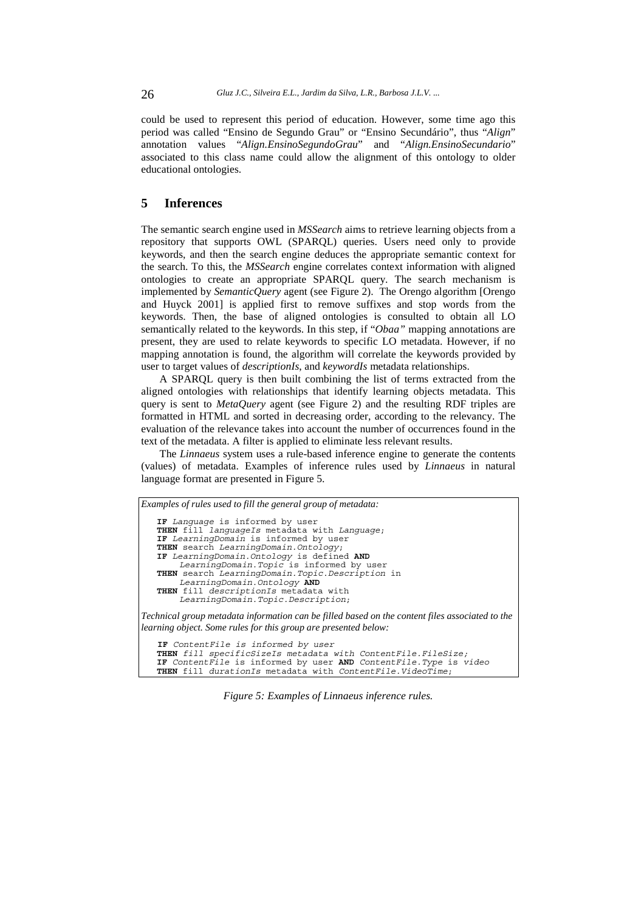could be used to represent this period of education. However, some time ago this period was called "Ensino de Segundo Grau" or "Ensino Secundário", thus "*Align*" annotation values "*Align.EnsinoSegundoGrau*" and "*Align.EnsinoSecundario*" associated to this class name could allow the alignment of this ontology to older educational ontologies.

## 5 Inferences

The semantic search engine used in *MSSearch* aims to retrieve learning objects from a repository that supports OWL (SPARQL) queries. Users need only to provide keywords, and then the search engine deduces the appropriate semantic context for the search. To this, the *MSSearch* engine correlates context information with aligned ontologies to create an appropriate SPARQL query. The search mechanism is implemented by *SemanticQuery* agent (see Figure 2). The Orengo algorithm [Orengo and Huyck 2001] is applied first to remove suffixes and stop words from the keywords. Then, the base of aligned ontologies is consulted to obtain all LO semantically related to the keywords. In this step, if "*Obaa"* mapping annotations are present, they are used to relate keywords to specific LO metadata. However, if no mapping annotation is found, the algorithm will correlate the keywords provided by user to target values of *descriptionIs*, and *keywordIs* metadata relationships.

A SPARQL query is then built combining the list of terms extracted from the aligned ontologies with relationships that identify learning objects metadata. This query is sent to *MetaQuery* agent (see Figure 2) and the resulting RDF triples are formatted in HTML and sorted in decreasing order, according to the relevancy. The evaluation of the relevance takes into account the number of occurrences found in the text of the metadata. A filter is applied to eliminate less relevant results.

The *Linnaeus* system uses a rule-based inference engine to generate the contents (values) of metadata. Examples of inference rules used by *Linnaeus* in natural language format are presented in Figure 5.

*Examples of rules used to fill the general group of metadata:*

```
IF Language is informed by user
THEN fill languageIs metadata with Language;
IF LearningDomain is informed by user
THEN search LearningDomain.Ontology;
IF LearningDomain.Ontology is defined AND
     LearningDomain.Topic is informed by user
THEN search LearningDomain.Topic.Description in
     LearningDomain.Ontology AND
THEN fill descriptionIs metadata with
     LearningDomain.Topic.Description;
```

*Technical group metadata information can be filled based on the content files associated to the learning object. Some rules for this group are presented below:*

```
IF ContentFile is informed by user
THEN fill specificSizeIs metadata with ContentFile.FileSize;
IF ContentFile is informed by user AND ContentFile.Type is video
THEN fill durationIs metadata with ContentFile.VideoTime;
```

*Figure 5: Examples of Linnaeus inference rules.*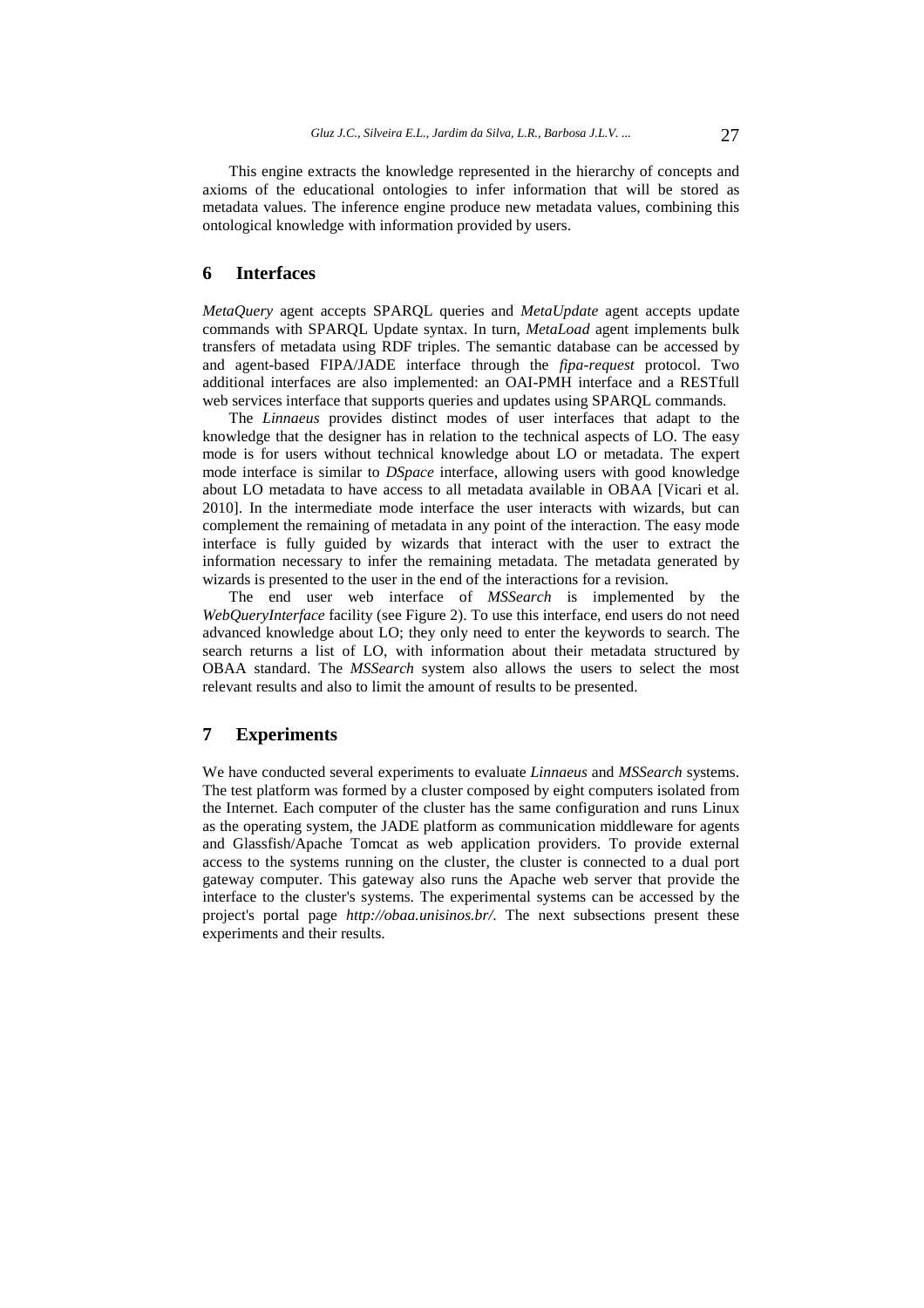This engine extracts the knowledge represented in the hierarchy of concepts and axioms of the educational ontologies to infer information that will be stored as metadata values. The inference engine produce new metadata values, combining this ontological knowledge with information provided by users.

## 6 Interfaces

*MetaQuery* agent accepts SPARQL queries and *MetaUpdate* agent accepts update commands with SPARQL Update syntax. In turn, *MetaLoad* agent implements bulk transfers of metadata using RDF triples. The semantic database can be accessed by and agent-based FIPA/JADE interface through the *fipa-request* protocol. Two additional interfaces are also implemented: an OAI-PMH interface and a RESTfull web services interface that supports queries and updates using SPARQL commands.

The *Linnaeus* provides distinct modes of user interfaces that adapt to the knowledge that the designer has in relation to the technical aspects of LO. The easy mode is for users without technical knowledge about LO or metadata. The expert mode interface is similar to *DSpace* interface, allowing users with good knowledge about LO metadata to have access to all metadata available in OBAA [Vicari et al. 2010]. In the intermediate mode interface the user interacts with wizards, but can complement the remaining of metadata in any point of the interaction. The easy mode interface is fully guided by wizards that interact with the user to extract the information necessary to infer the remaining metadata. The metadata generated by wizards is presented to the user in the end of the interactions for a revision.

The end user web interface of *MSSearch* is implemented by the *WebQueryInterface* facility (see Figure 2). To use this interface, end users do not need advanced knowledge about LO; they only need to enter the keywords to search. The search returns a list of LO, with information about their metadata structured by OBAA standard. The *MSSearch* system also allows the users to select the most relevant results and also to limit the amount of results to be presented.

## 7 Experiments

We have conducted several experiments to evaluate *Linnaeus* and *MSSearch* systems. The test platform was formed by a cluster composed by eight computers isolated from the Internet. Each computer of the cluster has the same configuration and runs Linux as the operating system, the JADE platform as communication middleware for agents and Glassfish/Apache Tomcat as web application providers. To provide external access to the systems running on the cluster, the cluster is connected to a dual port gateway computer. This gateway also runs the Apache web server that provide the interface to the cluster's systems. The experimental systems can be accessed by the project's portal page *http://obaa.unisinos.br/*. The next subsections present these experiments and their results.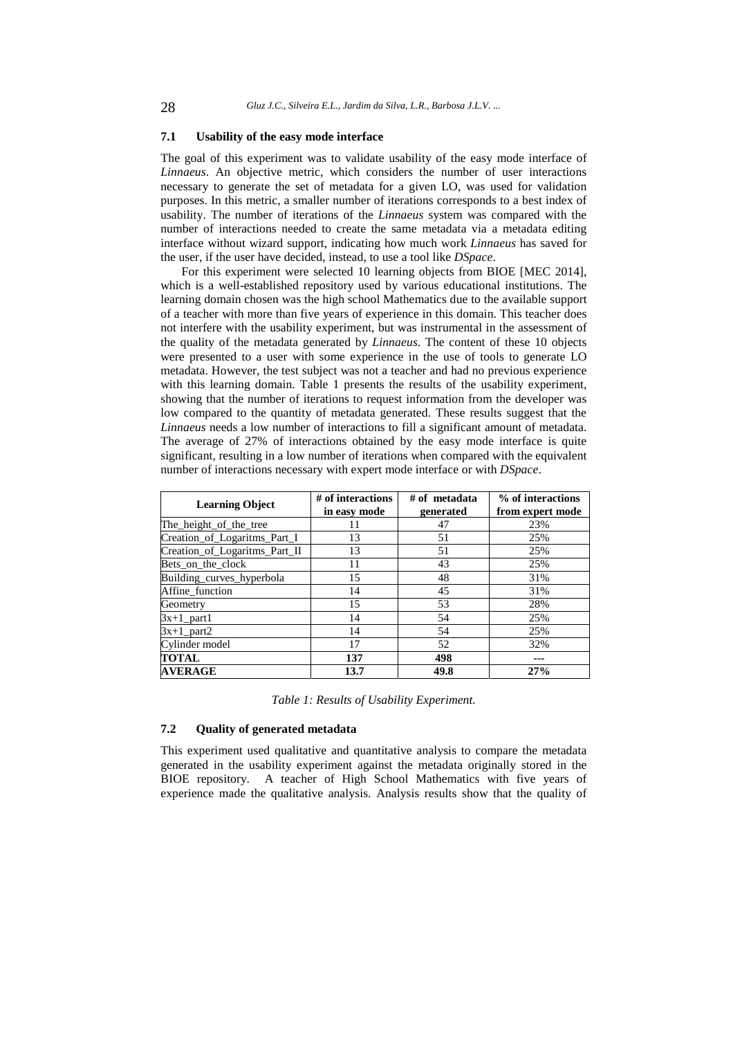### 7.1 Usability of the easy mode interface

The goal of this experiment was to validate usability of the easy mode interface of *Linnaeus*. An objective metric, which considers the number of user interactions necessary to generate the set of metadata for a given LO, was used for validation purposes. In this metric, a smaller number of iterations corresponds to a best index of usability. The number of iterations of the *Linnaeus* system was compared with the number of interactions needed to create the same metadata via a metadata editing interface without wizard support, indicating how much work *Linnaeus* has saved for the user, if the user have decided, instead, to use a tool like *DSpace*.

For this experiment were selected 10 learning objects from BIOE [MEC 2014], which is a well-established repository used by various educational institutions. The learning domain chosen was the high school Mathematics due to the available support of a teacher with more than five years of experience in this domain. This teacher does not interfere with the usability experiment, but was instrumental in the assessment of the quality of the metadata generated by *Linnaeus*. The content of these 10 objects were presented to a user with some experience in the use of tools to generate LO metadata. However, the test subject was not a teacher and had no previous experience with this learning domain. Table 1 presents the results of the usability experiment, showing that the number of iterations to request information from the developer was low compared to the quantity of metadata generated. These results suggest that the *Linnaeus* needs a low number of interactions to fill a significant amount of metadata. The average of 27% of interactions obtained by the easy mode interface is quite significant, resulting in a low number of iterations when compared with the equivalent number of interactions necessary with expert mode interface or with *DSpace*.

| Learning Object | # of interactions in easy mode | # of metadata generated | % of interactions from expert mode |
|---|---|---|---|
| The_height_of_the_tree | 11 | 47 | 23% |
| Creation_of_Logaritms_Part_I | 13 | 51 | 25% |
| Creation_of_Logaritms_Part_II | 13 | 51 | 25% |
| Bets_on_the_clock | 11 | 43 | 25% |
| Building_curves_hyperbola | 15 | 48 | 31% |
| Affine_function | 14 | 45 | 31% |
| Geometry | 15 | 53 | 28% |
| 3x+1_part1 | 14 | 54 | 25% |
| 3x+1_part2 | 14 | 54 | 25% |
| Cylinder model | 17 | 52 | 32% |
| **TOTAL** | **137** | **498** | **---** |
| **AVERAGE** | **13.7** | **49.8** | **27%** |

*Table 1: Results of Usability Experiment.*

### 7.2 Quality of generated metadata

This experiment used qualitative and quantitative analysis to compare the metadata generated in the usability experiment against the metadata originally stored in the BIOE repository. A teacher of High School Mathematics with five years of experience made the qualitative analysis. Analysis results show that the quality of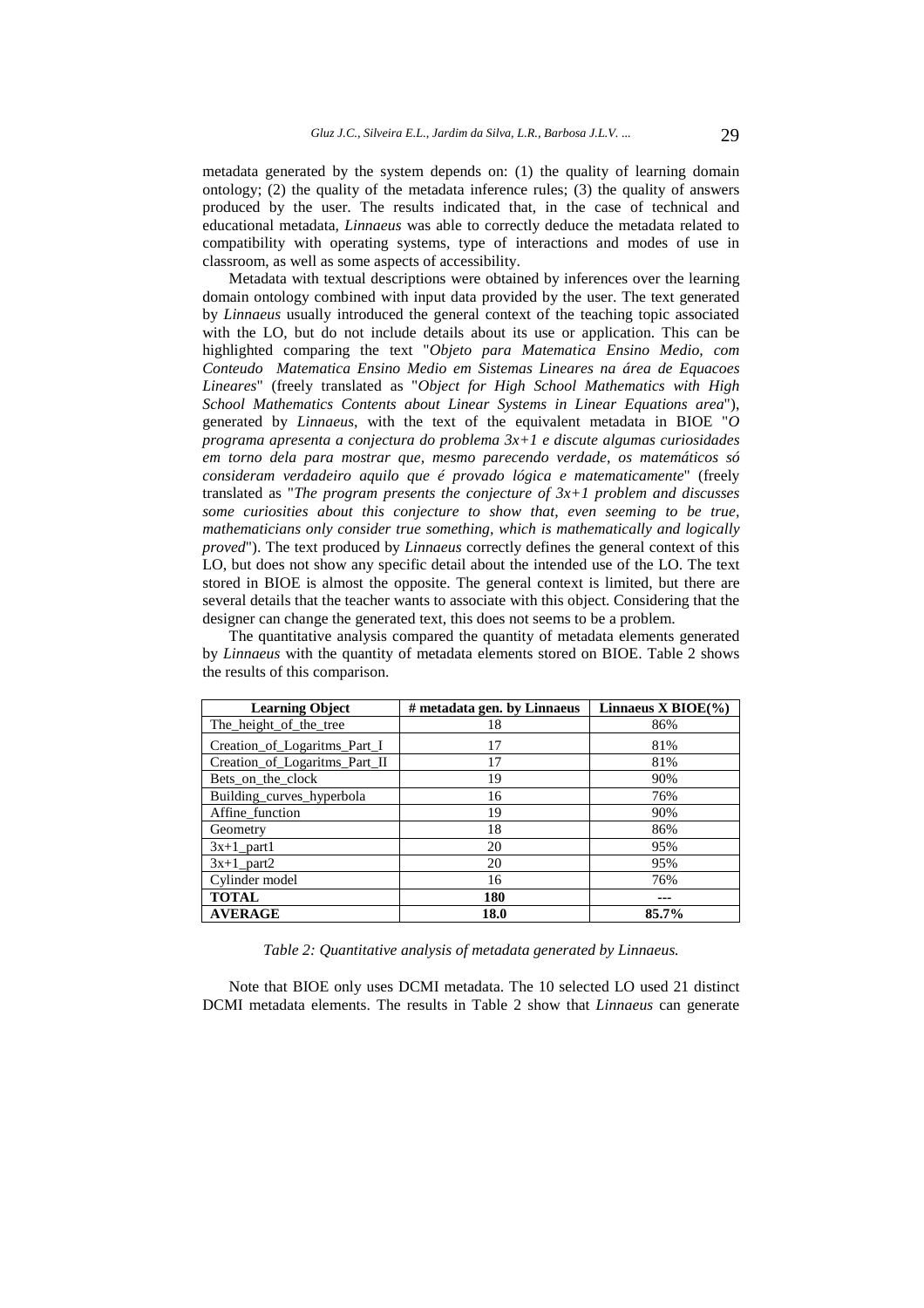metadata generated by the system depends on: (1) the quality of learning domain ontology; (2) the quality of the metadata inference rules; (3) the quality of answers produced by the user. The results indicated that, in the case of technical and educational metadata, *Linnaeus* was able to correctly deduce the metadata related to compatibility with operating systems, type of interactions and modes of use in classroom, as well as some aspects of accessibility.

Metadata with textual descriptions were obtained by inferences over the learning domain ontology combined with input data provided by the user. The text generated by *Linnaeus* usually introduced the general context of the teaching topic associated with the LO, but do not include details about its use or application. This can be highlighted comparing the text "*Objeto para Matematica Ensino Medio, com Conteudo Matematica Ensino Medio em Sistemas Lineares na área de Equacoes Lineares*" (freely translated as "*Object for High School Mathematics with High School Mathematics Contents about Linear Systems in Linear Equations area*"), generated by *Linnaeus*, with the text of the equivalent metadata in BIOE "*O programa apresenta a conjectura do problema 3x+1 e discute algumas curiosidades em torno dela para mostrar que, mesmo parecendo verdade, os matemáticos só consideram verdadeiro aquilo que é provado lógica e matematicamente*" (freely translated as "*The program presents the conjecture of 3x+1 problem and discusses some curiosities about this conjecture to show that, even seeming to be true, mathematicians only consider true something, which is mathematically and logically proved*"). The text produced by *Linnaeus* correctly defines the general context of this LO, but does not show any specific detail about the intended use of the LO. The text stored in BIOE is almost the opposite. The general context is limited, but there are several details that the teacher wants to associate with this object. Considering that the designer can change the generated text, this does not seems to be a problem.

The quantitative analysis compared the quantity of metadata elements generated by *Linnaeus* with the quantity of metadata elements stored on BIOE. Table 2 shows the results of this comparison.

| Learning Object | # metadata gen. by Linnaeus | Linnaeus X BIOE(%) |
|---|---|---|
| The_height_of_the_tree | 18 | 86% |
| Creation_of_Logaritms_Part_I | 17 | 81% |
| Creation_of_Logaritms_Part_II | 17 | 81% |
| Bets_on_the_clock | 19 | 90% |
| Building_curves_hyperbola | 16 | 76% |
| Affine_function | 19 | 90% |
| Geometry | 18 | 86% |
| 3x+1_part1 | 20 | 95% |
| 3x+1_part2 | 20 | 95% |
| Cylinder model | 16 | 76% |
| **TOTAL** | **180** | **---** |
| **AVERAGE** | **18.0** | **85.7%** |

*Table 2: Quantitative analysis of metadata generated by Linnaeus.*

Note that BIOE only uses DCMI metadata. The 10 selected LO used 21 distinct DCMI metadata elements. The results in Table 2 show that *Linnaeus* can generate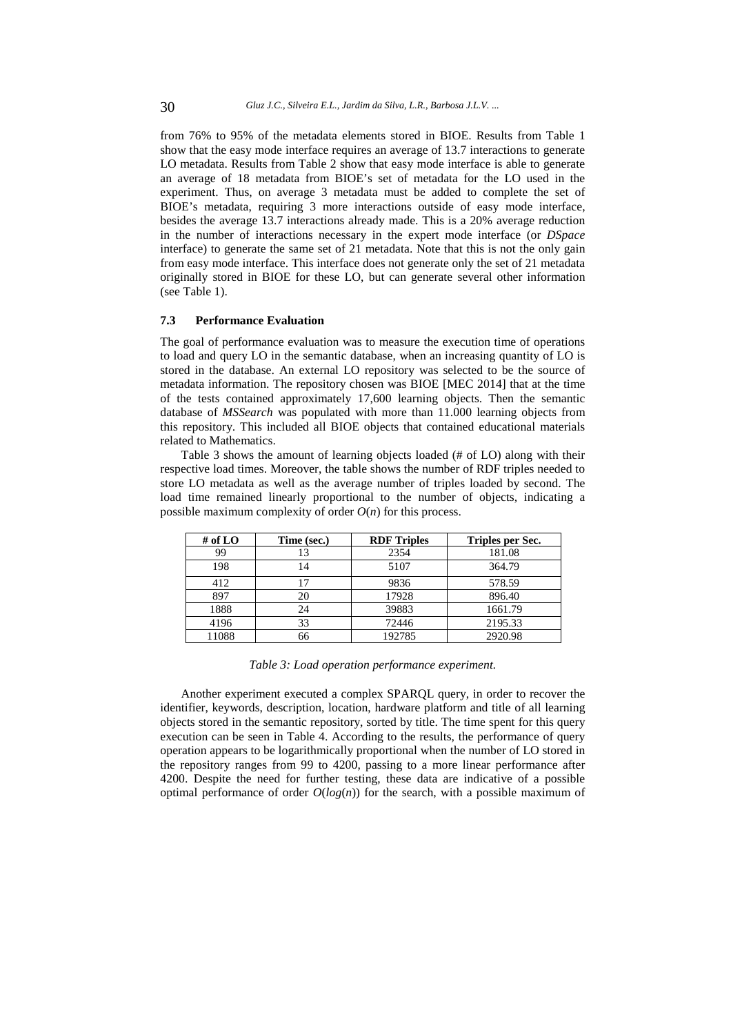from 76% to 95% of the metadata elements stored in BIOE. Results from Table 1 show that the easy mode interface requires an average of 13.7 interactions to generate LO metadata. Results from Table 2 show that easy mode interface is able to generate an average of 18 metadata from BIOE's set of metadata for the LO used in the experiment. Thus, on average 3 metadata must be added to complete the set of BIOE's metadata, requiring 3 more interactions outside of easy mode interface, besides the average 13.7 interactions already made. This is a 20% average reduction in the number of interactions necessary in the expert mode interface (or *DSpace* interface) to generate the same set of 21 metadata. Note that this is not the only gain from easy mode interface. This interface does not generate only the set of 21 metadata originally stored in BIOE for these LO, but can generate several other information (see Table 1).

### 7.3 Performance Evaluation

The goal of performance evaluation was to measure the execution time of operations to load and query LO in the semantic database, when an increasing quantity of LO is stored in the database. An external LO repository was selected to be the source of metadata information. The repository chosen was BIOE [MEC 2014] that at the time of the tests contained approximately 17,600 learning objects. Then the semantic database of *MSSearch* was populated with more than 11.000 learning objects from this repository. This included all BIOE objects that contained educational materials related to Mathematics.

Table 3 shows the amount of learning objects loaded (# of LO) along with their respective load times. Moreover, the table shows the number of RDF triples needed to store LO metadata as well as the average number of triples loaded by second. The load time remained linearly proportional to the number of objects, indicating a possible maximum complexity of order $O(n)$ for this process.

| # of LO | Time (sec.) | RDF Triples | Triples per Sec. |
|---|---|---|---|
| 99 | 13 | 2354 | 181.08 |
| 198 | 14 | 5107 | 364.79 |
| 412 | 17 | 9836 | 578.59 |
| 897 | 20 | 17928 | 896.40 |
| 1888 | 24 | 39883 | 1661.79 |
| 4196 | 33 | 72446 | 2195.33 |
| 11088 | 66 | 192785 | 2920.98 |

*Table 3: Load operation performance experiment.*

Another experiment executed a complex SPARQL query, in order to recover the identifier, keywords, description, location, hardware platform and title of all learning objects stored in the semantic repository, sorted by title. The time spent for this query execution can be seen in Table 4. According to the results, the performance of query operation appears to be logarithmically proportional when the number of LO stored in the repository ranges from 99 to 4200, passing to a more linear performance after 4200. Despite the need for further testing, these data are indicative of a possible optimal performance of order $O(log(n))$ for the search, with a possible maximum of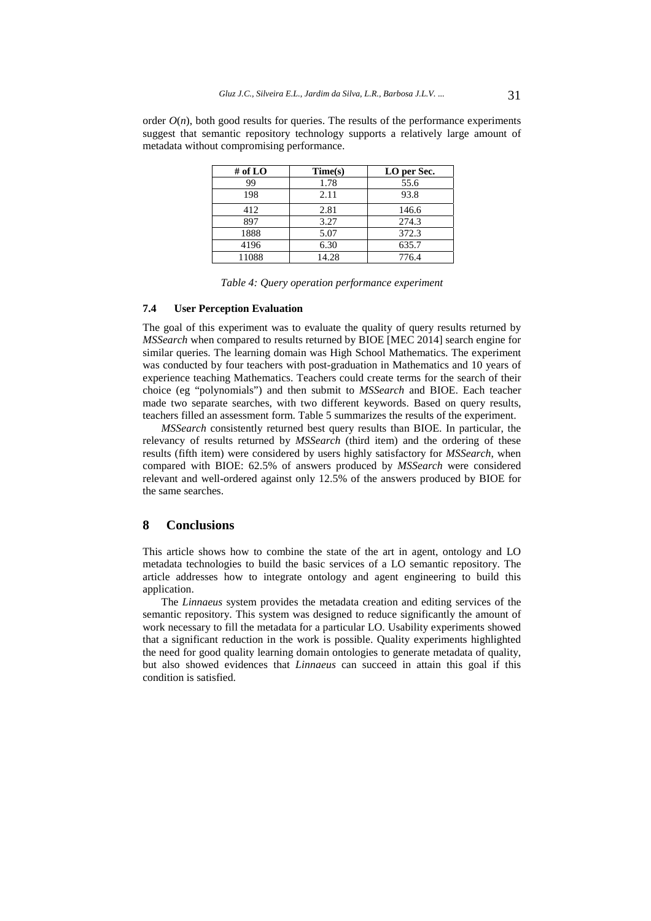order $O(n)$, both good results for queries. The results of the performance experiments suggest that semantic repository technology supports a relatively large amount of metadata without compromising performance.

| # of LO | Time(s) | LO per Sec. |
|---|---|---|
| 99 | 1.78 | 55.6 |
| 198 | 2.11 | 93.8 |
| 412 | 2.81 | 146.6 |
| 897 | 3.27 | 274.3 |
| 1888 | 5.07 | 372.3 |
| 4196 | 6.30 | 635.7 |
| 11088 | 14.28 | 776.4 |

*Table 4: Query operation performance experiment*

### 7.4 User Perception Evaluation

The goal of this experiment was to evaluate the quality of query results returned by *MSSearch* when compared to results returned by BIOE [MEC 2014] search engine for similar queries. The learning domain was High School Mathematics. The experiment was conducted by four teachers with post-graduation in Mathematics and 10 years of experience teaching Mathematics. Teachers could create terms for the search of their choice (eg "polynomials") and then submit to *MSSearch* and BIOE. Each teacher made two separate searches, with two different keywords. Based on query results, teachers filled an assessment form. Table 5 summarizes the results of the experiment.

*MSSearch* consistently returned best query results than BIOE. In particular, the relevancy of results returned by *MSSearch* (third item) and the ordering of these results (fifth item) were considered by users highly satisfactory for *MSSearch*, when compared with BIOE: 62.5% of answers produced by *MSSearch* were considered relevant and well-ordered against only 12.5% of the answers produced by BIOE for the same searches.

## 8 Conclusions

This article shows how to combine the state of the art in agent, ontology and LO metadata technologies to build the basic services of a LO semantic repository. The article addresses how to integrate ontology and agent engineering to build this application.

The *Linnaeus* system provides the metadata creation and editing services of the semantic repository. This system was designed to reduce significantly the amount of work necessary to fill the metadata for a particular LO. Usability experiments showed that a significant reduction in the work is possible. Quality experiments highlighted the need for good quality learning domain ontologies to generate metadata of quality, but also showed evidences that *Linnaeus* can succeed in attain this goal if this condition is satisfied.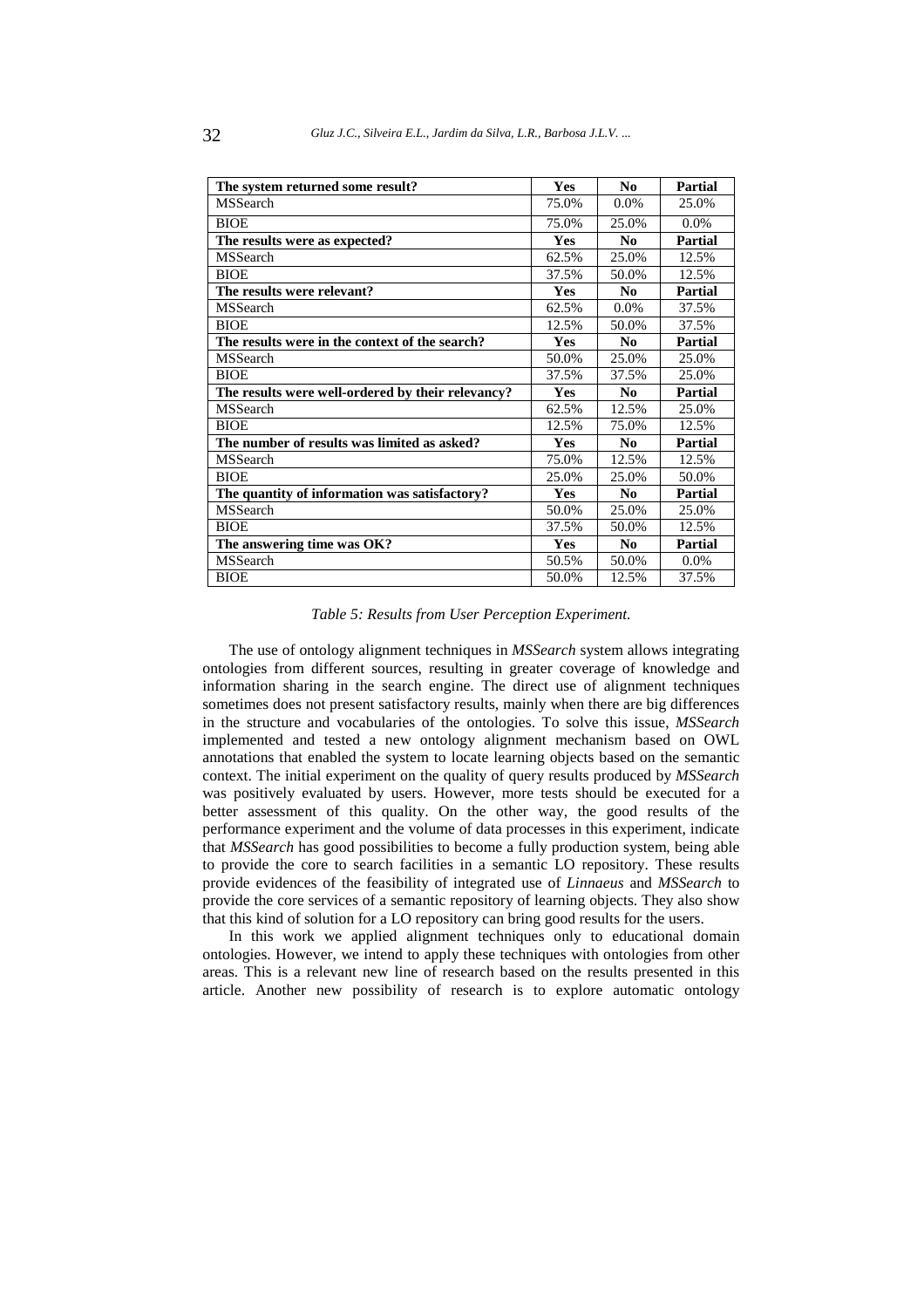| The system returned some result? | Yes | No | Partial |
|---|---|---|---|
| MSSearch | 75.0% | 0.0% | 25.0% |
| BIOE | 75.0% | 25.0% | 0.0% |
| **The results were as expected?** | **Yes** | **No** | **Partial** |
| MSSearch | 62.5% | 25.0% | 12.5% |
| BIOE | 37.5% | 50.0% | 12.5% |
| **The results were relevant?** | **Yes** | **No** | **Partial** |
| MSSearch | 62.5% | 0.0% | 37.5% |
| BIOE | 12.5% | 50.0% | 37.5% |
| **The results were in the context of the search?** | **Yes** | **No** | **Partial** |
| MSSearch | 50.0% | 25.0% | 25.0% |
| BIOE | 37.5% | 37.5% | 25.0% |
| **The results were well-ordered by their relevancy?** | **Yes** | **No** | **Partial** |
| MSSearch | 62.5% | 12.5% | 25.0% |
| BIOE | 12.5% | 75.0% | 12.5% |
| **The number of results was limited as asked?** | **Yes** | **No** | **Partial** |
| MSSearch | 75.0% | 12.5% | 12.5% |
| BIOE | 25.0% | 25.0% | 50.0% |
| **The quantity of information was satisfactory?** | **Yes** | **No** | **Partial** |
| MSSearch | 50.0% | 25.0% | 25.0% |
| BIOE | 37.5% | 50.0% | 12.5% |
| **The answering time was OK?** | **Yes** | **No** | **Partial** |
| MSSearch | 50.5% | 50.0% | 0.0% |
| BIOE | 50.0% | 12.5% | 37.5% |

*Table 5: Results from User Perception Experiment.*

The use of ontology alignment techniques in *MSSearch* system allows integrating ontologies from different sources, resulting in greater coverage of knowledge and information sharing in the search engine. The direct use of alignment techniques sometimes does not present satisfactory results, mainly when there are big differences in the structure and vocabularies of the ontologies. To solve this issue, *MSSearch* implemented and tested a new ontology alignment mechanism based on OWL annotations that enabled the system to locate learning objects based on the semantic context. The initial experiment on the quality of query results produced by *MSSearch* was positively evaluated by users. However, more tests should be executed for a better assessment of this quality. On the other way, the good results of the performance experiment and the volume of data processes in this experiment, indicate that *MSSearch* has good possibilities to become a fully production system, being able to provide the core to search facilities in a semantic LO repository. These results provide evidences of the feasibility of integrated use of *Linnaeus* and *MSSearch* to provide the core services of a semantic repository of learning objects. They also show that this kind of solution for a LO repository can bring good results for the users.

In this work we applied alignment techniques only to educational domain ontologies. However, we intend to apply these techniques with ontologies from other areas. This is a relevant new line of research based on the results presented in this article. Another new possibility of research is to explore automatic ontology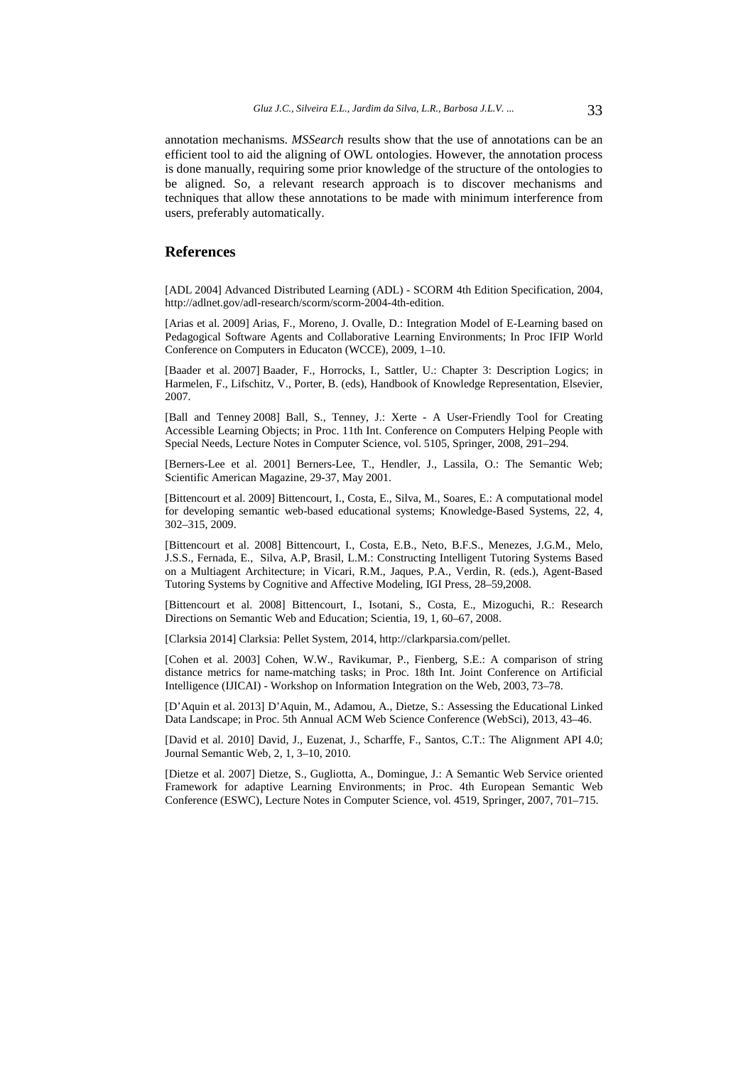annotation mechanisms. *MSSearch* results show that the use of annotations can be an efficient tool to aid the aligning of OWL ontologies. However, the annotation process is done manually, requiring some prior knowledge of the structure of the ontologies to be aligned. So, a relevant research approach is to discover mechanisms and techniques that allow these annotations to be made with minimum interference from users, preferably automatically.

## References

[ADL 2004] Advanced Distributed Learning (ADL) - SCORM 4th Edition Specification, 2004, http://adlnet.gov/adl-research/scorm/scorm-2004-4th-edition.

[Arias et al. 2009] Arias, F., Moreno, J. Ovalle, D.: Integration Model of E-Learning based on Pedagogical Software Agents and Collaborative Learning Environments; In Proc IFIP World Conference on Computers in Educaton (WCCE), 2009, 1–10.

[Baader et al. 2007] Baader, F., Horrocks, I., Sattler, U.: Chapter 3: Description Logics; in Harmelen, F., Lifschitz, V., Porter, B. (eds), Handbook of Knowledge Representation, Elsevier, 2007.

[Ball and Tenney 2008] Ball, S., Tenney, J.: Xerte - A User-Friendly Tool for Creating Accessible Learning Objects; in Proc. 11th Int. Conference on Computers Helping People with Special Needs, Lecture Notes in Computer Science, vol. 5105, Springer, 2008, 291–294.

[Berners-Lee et al. 2001] Berners-Lee, T., Hendler, J., Lassila, O.: The Semantic Web; Scientific American Magazine, 29-37, May 2001.

[Bittencourt et al. 2009] Bittencourt, I., Costa, E., Silva, M., Soares, E.: A computational model for developing semantic web-based educational systems; Knowledge-Based Systems, 22, 4, 302–315, 2009.

[Bittencourt et al. 2008] Bittencourt, I., Costa, E.B., Neto, B.F.S., Menezes, J.G.M., Melo, J.S.S., Fernada, E., Silva, A.P, Brasil, L.M.: Constructing Intelligent Tutoring Systems Based on a Multiagent Architecture; in Vicari, R.M., Jaques, P.A., Verdin, R. (eds.), Agent-Based Tutoring Systems by Cognitive and Affective Modeling, IGI Press, 28–59,2008.

[Bittencourt et al. 2008] Bittencourt, I., Isotani, S., Costa, E., Mizoguchi, R.: Research Directions on Semantic Web and Education; Scientia, 19, 1, 60–67, 2008.

[Clarksia 2014] Clarksia: Pellet System, 2014, http://clarkparsia.com/pellet.

[Cohen et al. 2003] Cohen, W.W., Ravikumar, P., Fienberg, S.E.: A comparison of string distance metrics for name-matching tasks; in Proc. 18th Int. Joint Conference on Artificial Intelligence (IJICAI) - Workshop on Information Integration on the Web, 2003, 73–78.

[D'Aquin et al. 2013] D'Aquin, M., Adamou, A., Dietze, S.: Assessing the Educational Linked Data Landscape; in Proc. 5th Annual ACM Web Science Conference (WebSci), 2013, 43–46.

[David et al. 2010] David, J., Euzenat, J., Scharffe, F., Santos, C.T.: The Alignment API 4.0; Journal Semantic Web, 2, 1, 3–10, 2010.

[Dietze et al. 2007] Dietze, S., Gugliotta, A., Domingue, J.: A Semantic Web Service oriented Framework for adaptive Learning Environments; in Proc. 4th European Semantic Web Conference (ESWC), Lecture Notes in Computer Science, vol. 4519, Springer, 2007, 701–715.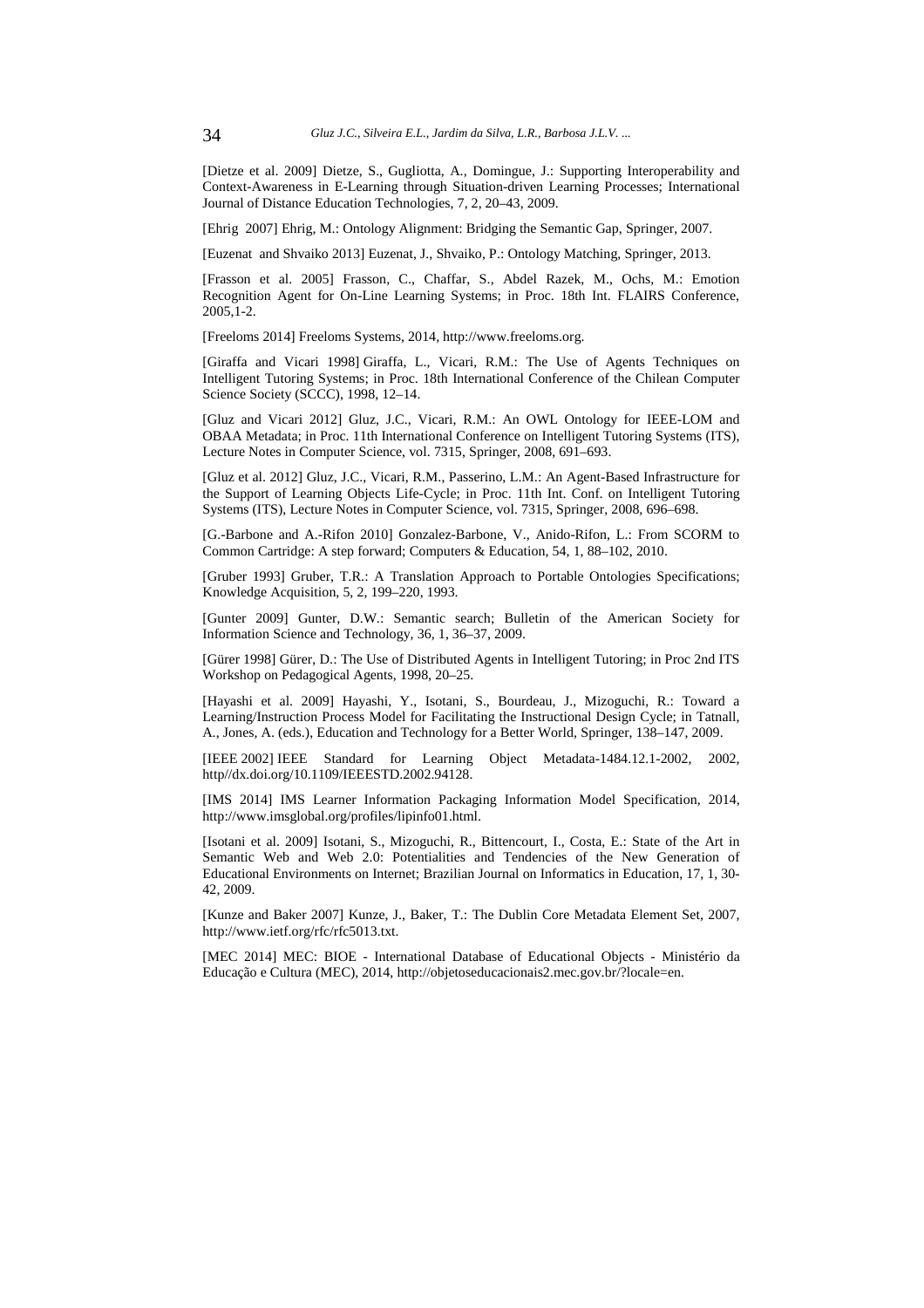[Dietze et al. 2009] Dietze, S., Gugliotta, A., Domingue, J.: Supporting Interoperability and Context-Awareness in E-Learning through Situation-driven Learning Processes; International Journal of Distance Education Technologies, 7, 2, 20–43, 2009.

[Ehrig 2007] Ehrig, M.: Ontology Alignment: Bridging the Semantic Gap, Springer, 2007.

[Euzenat and Shvaiko 2013] Euzenat, J., Shvaiko, P.: Ontology Matching, Springer, 2013.

[Frasson et al. 2005] Frasson, C., Chaffar, S., Abdel Razek, M., Ochs, M.: Emotion Recognition Agent for On-Line Learning Systems; in Proc. 18th Int. FLAIRS Conference, 2005,1-2.

[Freeloms 2014] Freeloms Systems, 2014, http://www.freeloms.org.

[Giraffa and Vicari 1998] Giraffa, L., Vicari, R.M.: The Use of Agents Techniques on Intelligent Tutoring Systems; in Proc. 18th International Conference of the Chilean Computer Science Society (SCCC), 1998, 12–14.

[Gluz and Vicari 2012] Gluz, J.C., Vicari, R.M.: An OWL Ontology for IEEE-LOM and OBAA Metadata; in Proc. 11th International Conference on Intelligent Tutoring Systems (ITS), Lecture Notes in Computer Science, vol. 7315, Springer, 2008, 691–693.

[Gluz et al. 2012] Gluz, J.C., Vicari, R.M., Passerino, L.M.: An Agent-Based Infrastructure for the Support of Learning Objects Life-Cycle; in Proc. 11th Int. Conf. on Intelligent Tutoring Systems (ITS), Lecture Notes in Computer Science, vol. 7315, Springer, 2008, 696–698.

[G.-Barbone and A.-Rifon 2010] Gonzalez-Barbone, V., Anido-Rifon, L.: From SCORM to Common Cartridge: A step forward; Computers & Education, 54, 1, 88–102, 2010.

[Gruber 1993] Gruber, T.R.: A Translation Approach to Portable Ontologies Specifications; Knowledge Acquisition, 5, 2, 199–220, 1993.

[Gunter 2009] Gunter, D.W.: Semantic search; Bulletin of the American Society for Information Science and Technology, 36, 1, 36–37, 2009.

[Gürer 1998] Gürer, D.: The Use of Distributed Agents in Intelligent Tutoring; in Proc 2nd ITS Workshop on Pedagogical Agents, 1998, 20–25.

[Hayashi et al. 2009] Hayashi, Y., Isotani, S., Bourdeau, J., Mizoguchi, R.: Toward a Learning/Instruction Process Model for Facilitating the Instructional Design Cycle; in Tatnall, A., Jones, A. (eds.), Education and Technology for a Better World, Springer, 138–147, 2009.

[IEEE 2002] IEEE Standard for Learning Object Metadata-1484.12.1-2002, 2002, http//dx.doi.org/10.1109/IEEESTD.2002.94128.

[IMS 2014] IMS Learner Information Packaging Information Model Specification, 2014, http://www.imsglobal.org/profiles/lipinfo01.html.

[Isotani et al. 2009] Isotani, S., Mizoguchi, R., Bittencourt, I., Costa, E.: State of the Art in Semantic Web and Web 2.0: Potentialities and Tendencies of the New Generation of Educational Environments on Internet; Brazilian Journal on Informatics in Education, 17, 1, 30-42, 2009.

[Kunze and Baker 2007] Kunze, J., Baker, T.: The Dublin Core Metadata Element Set, 2007, http://www.ietf.org/rfc/rfc5013.txt.

[MEC 2014] MEC: BIOE - International Database of Educational Objects - Ministério da Educação e Cultura (MEC), 2014, http://objetoseducacionais2.mec.gov.br/?locale=en.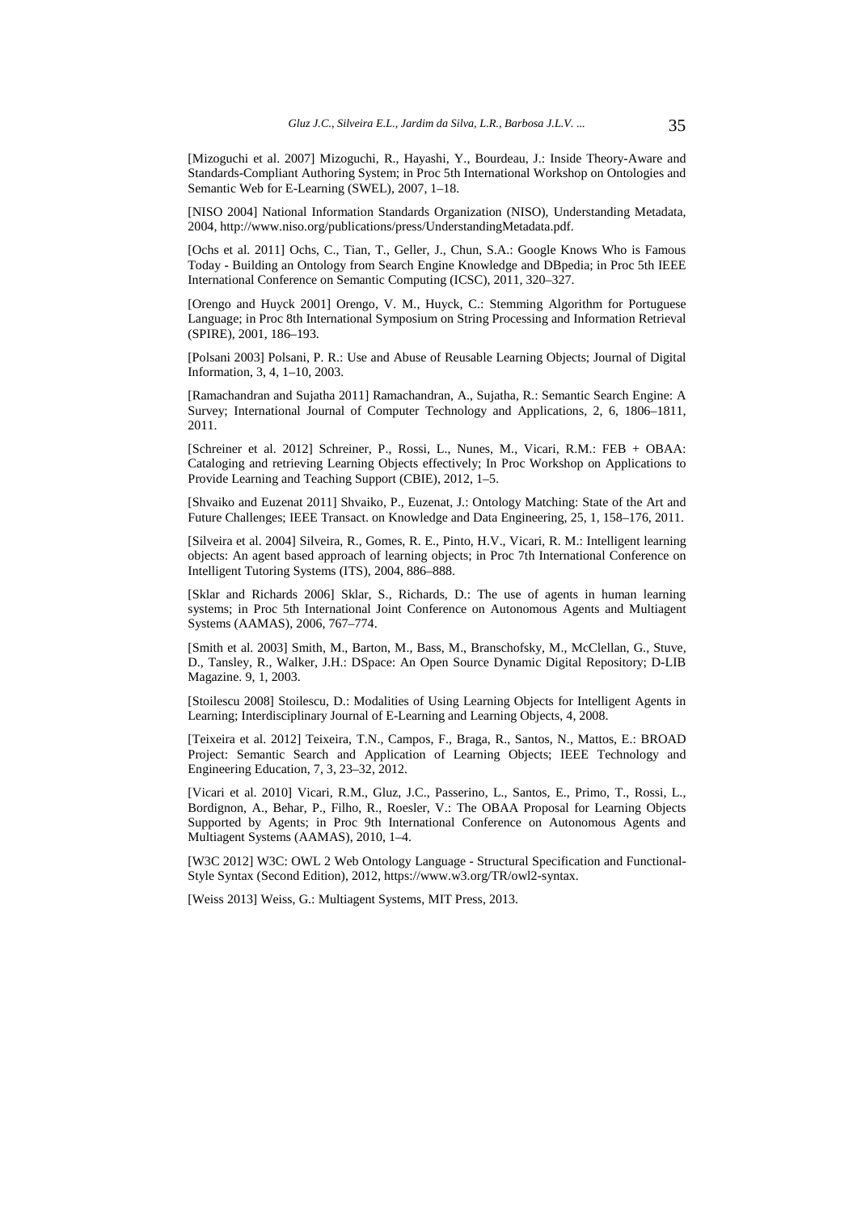[Mizoguchi et al. 2007] Mizoguchi, R., Hayashi, Y., Bourdeau, J.: Inside Theory-Aware and Standards-Compliant Authoring System; in Proc 5th International Workshop on Ontologies and Semantic Web for E-Learning (SWEL), 2007, 1–18.

[NISO 2004] National Information Standards Organization (NISO), Understanding Metadata, 2004, http://www.niso.org/publications/press/UnderstandingMetadata.pdf.

[Ochs et al. 2011] Ochs, C., Tian, T., Geller, J., Chun, S.A.: Google Knows Who is Famous Today - Building an Ontology from Search Engine Knowledge and DBpedia; in Proc 5th IEEE International Conference on Semantic Computing (ICSC), 2011, 320–327.

[Orengo and Huyck 2001] Orengo, V. M., Huyck, C.: Stemming Algorithm for Portuguese Language; in Proc 8th International Symposium on String Processing and Information Retrieval (SPIRE), 2001, 186–193.

[Polsani 2003] Polsani, P. R.: Use and Abuse of Reusable Learning Objects; Journal of Digital Information, 3, 4, 1–10, 2003.

[Ramachandran and Sujatha 2011] Ramachandran, A., Sujatha, R.: Semantic Search Engine: A Survey; International Journal of Computer Technology and Applications, 2, 6, 1806–1811, 2011.

[Schreiner et al. 2012] Schreiner, P., Rossi, L., Nunes, M., Vicari, R.M.: FEB + OBAA: Cataloging and retrieving Learning Objects effectively; In Proc Workshop on Applications to Provide Learning and Teaching Support (CBIE), 2012, 1–5.

[Shvaiko and Euzenat 2011] Shvaiko, P., Euzenat, J.: Ontology Matching: State of the Art and Future Challenges; IEEE Transact. on Knowledge and Data Engineering, 25, 1, 158–176, 2011.

[Silveira et al. 2004] Silveira, R., Gomes, R. E., Pinto, H.V., Vicari, R. M.: Intelligent learning objects: An agent based approach of learning objects; in Proc 7th International Conference on Intelligent Tutoring Systems (ITS), 2004, 886–888.

[Sklar and Richards 2006] Sklar, S., Richards, D.: The use of agents in human learning systems; in Proc 5th International Joint Conference on Autonomous Agents and Multiagent Systems (AAMAS), 2006, 767–774.

[Smith et al. 2003] Smith, M., Barton, M., Bass, M., Branschofsky, M., McClellan, G., Stuve, D., Tansley, R., Walker, J.H.: DSpace: An Open Source Dynamic Digital Repository; D-LIB Magazine. 9, 1, 2003.

[Stoilescu 2008] Stoilescu, D.: Modalities of Using Learning Objects for Intelligent Agents in Learning; Interdisciplinary Journal of E-Learning and Learning Objects, 4, 2008.

[Teixeira et al. 2012] Teixeira, T.N., Campos, F., Braga, R., Santos, N., Mattos, E.: BROAD Project: Semantic Search and Application of Learning Objects; IEEE Technology and Engineering Education, 7, 3, 23–32, 2012.

[Vicari et al. 2010] Vicari, R.M., Gluz, J.C., Passerino, L., Santos, E., Primo, T., Rossi, L., Bordignon, A., Behar, P., Filho, R., Roesler, V.: The OBAA Proposal for Learning Objects Supported by Agents; in Proc 9th International Conference on Autonomous Agents and Multiagent Systems (AAMAS), 2010, 1–4.

[W3C 2012] W3C: OWL 2 Web Ontology Language - Structural Specification and Functional-Style Syntax (Second Edition), 2012, https://www.w3.org/TR/owl2-syntax.

[Weiss 2013] Weiss, G.: Multiagent Systems, MIT Press, 2013.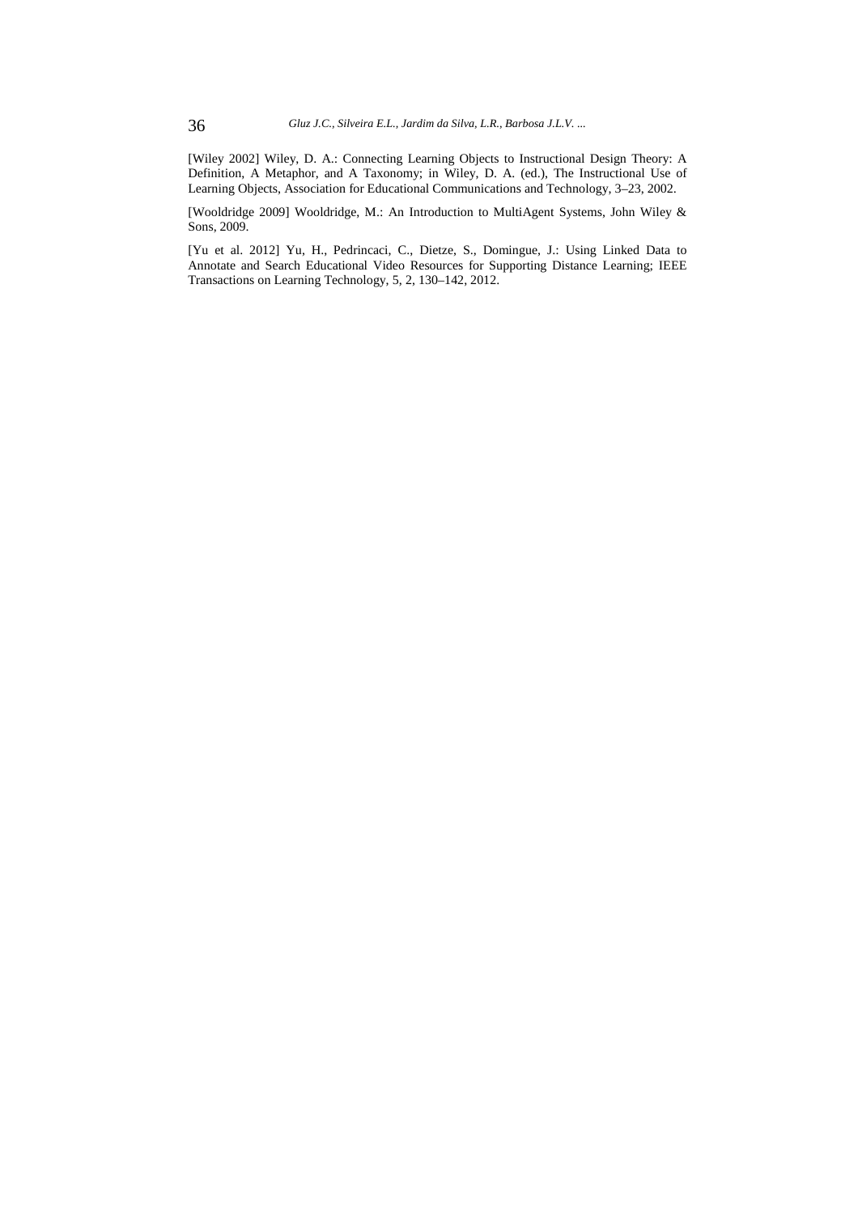[Wiley 2002] Wiley, D. A.: Connecting Learning Objects to Instructional Design Theory: A Definition, A Metaphor, and A Taxonomy; in Wiley, D. A. (ed.), The Instructional Use of Learning Objects, Association for Educational Communications and Technology, 3–23, 2002.

[Wooldridge 2009] Wooldridge, M.: An Introduction to MultiAgent Systems, John Wiley & Sons, 2009.

[Yu et al. 2012] Yu, H., Pedrincaci, C., Dietze, S., Domingue, J.: Using Linked Data to Annotate and Search Educational Video Resources for Supporting Distance Learning; IEEE Transactions on Learning Technology, 5, 2, 130–142, 2012.